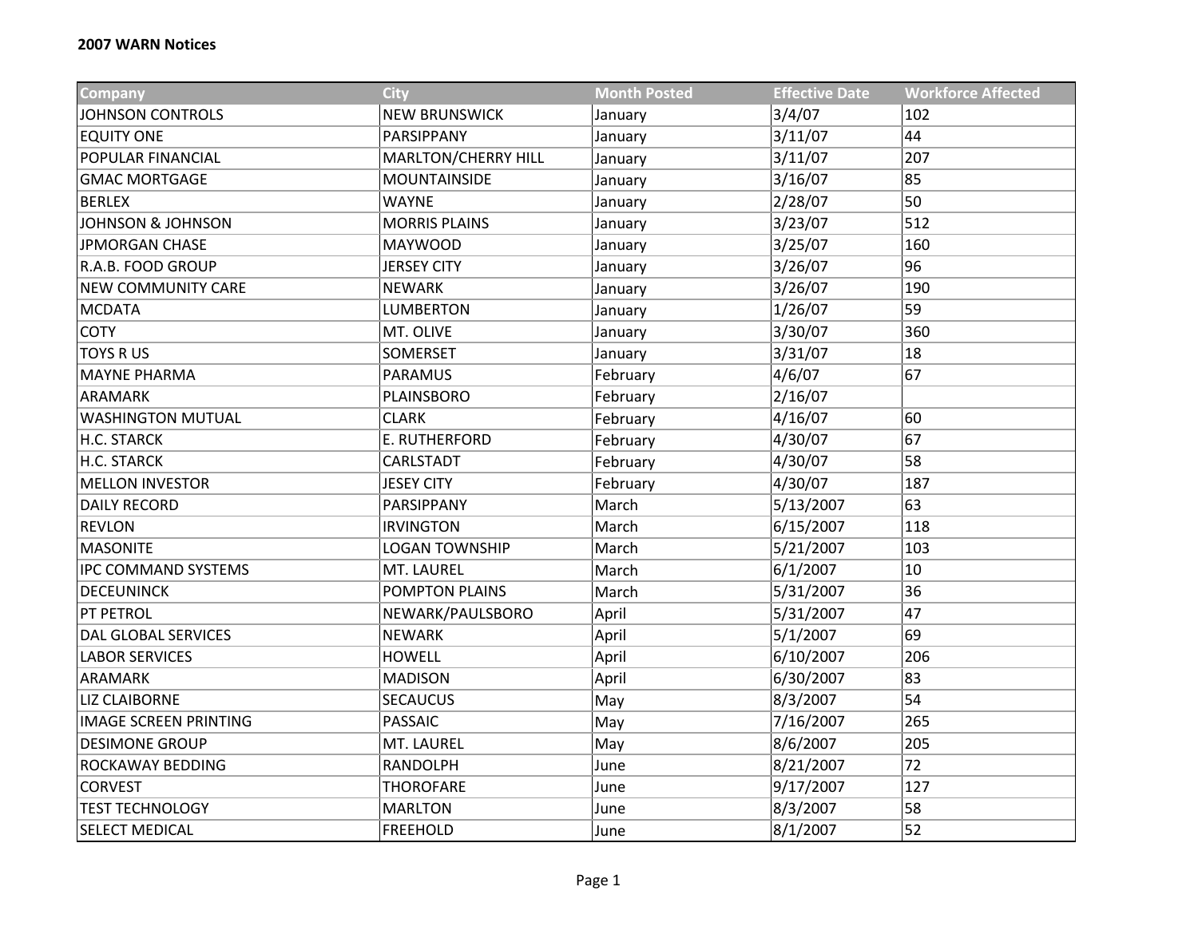**2007 WARN Notices**

| Company | City | Month Posted | Effective Date | Workforce Affected |
|---|---|---|---|---|
| JOHNSON CONTROLS | NEW BRUNSWICK | January | 3/4/07 | 102 |
| EQUITY ONE | PARSIPPANY | January | 3/11/07 | 44 |
| POPULAR FINANCIAL | MARLTON/CHERRY HILL | January | 3/11/07 | 207 |
| GMAC MORTGAGE | MOUNTAINSIDE | January | 3/16/07 | 85 |
| BERLEX | WAYNE | January | 2/28/07 | 50 |
| JOHNSON & JOHNSON | MORRIS PLAINS | January | 3/23/07 | 512 |
| JPMORGAN CHASE | MAYWOOD | January | 3/25/07 | 160 |
| R.A.B. FOOD GROUP | JERSEY CITY | January | 3/26/07 | 96 |
| NEW COMMUNITY CARE | NEWARK | January | 3/26/07 | 190 |
| MCDATA | LUMBERTON | January | 1/26/07 | 59 |
| COTY | MT. OLIVE | January | 3/30/07 | 360 |
| TOYS R US | SOMERSET | January | 3/31/07 | 18 |
| MAYNE PHARMA | PARAMUS | February | 4/6/07 | 67 |
| ARAMARK | PLAINSBORO | February | 2/16/07 | |
| WASHINGTON MUTUAL | CLARK | February | 4/16/07 | 60 |
| H.C. STARCK | E. RUTHERFORD | February | 4/30/07 | 67 |
| H.C. STARCK | CARLSTADT | February | 4/30/07 | 58 |
| MELLON INVESTOR | JESEY CITY | February | 4/30/07 | 187 |
| DAILY RECORD | PARSIPPANY | March | 5/13/2007 | 63 |
| REVLON | IRVINGTON | March | 6/15/2007 | 118 |
| MASONITE | LOGAN TOWNSHIP | March | 5/21/2007 | 103 |
| IPC COMMAND SYSTEMS | MT. LAUREL | March | 6/1/2007 | 10 |
| DECEUNINCK | POMPTON PLAINS | March | 5/31/2007 | 36 |
| PT PETROL | NEWARK/PAULSBORO | April | 5/31/2007 | 47 |
| DAL GLOBAL SERVICES | NEWARK | April | 5/1/2007 | 69 |
| LABOR SERVICES | HOWELL | April | 6/10/2007 | 206 |
| ARAMARK | MADISON | April | 6/30/2007 | 83 |
| LIZ CLAIBORNE | SECAUCUS | May | 8/3/2007 | 54 |
| IMAGE SCREEN PRINTING | PASSAIC | May | 7/16/2007 | 265 |
| DESIMONE GROUP | MT. LAUREL | May | 8/6/2007 | 205 |
| ROCKAWAY BEDDING | RANDOLPH | June | 8/21/2007 | 72 |
| CORVEST | THOROFARE | June | 9/17/2007 | 127 |
| TEST TECHNOLOGY | MARLTON | June | 8/3/2007 | 58 |
| SELECT MEDICAL | FREEHOLD | June | 8/1/2007 | 52 |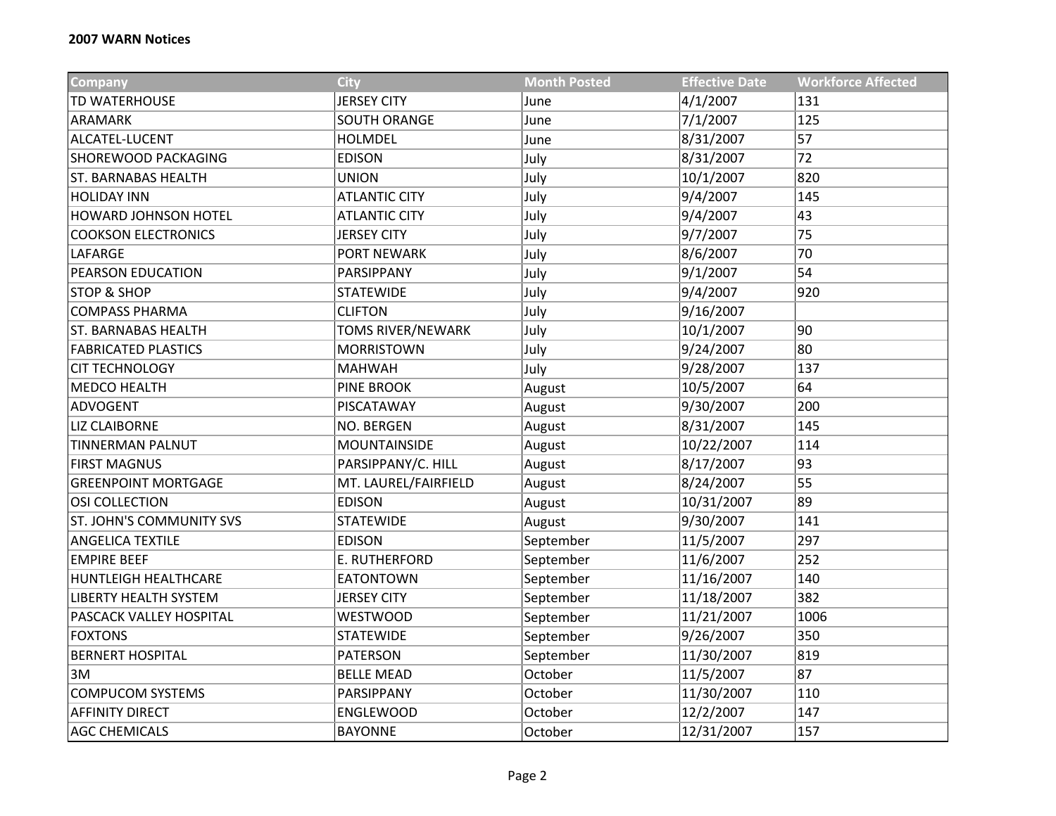**2007 WARN Notices**

| Company | City | Month Posted | Effective Date | Workforce Affected |
|---|---|---|---|---|
| TD WATERHOUSE | JERSEY CITY | June | 4/1/2007 | 131 |
| ARAMARK | SOUTH ORANGE | June | 7/1/2007 | 125 |
| ALCATEL-LUCENT | HOLMDEL | June | 8/31/2007 | 57 |
| SHOREWOOD PACKAGING | EDISON | July | 8/31/2007 | 72 |
| ST. BARNABAS HEALTH | UNION | July | 10/1/2007 | 820 |
| HOLIDAY INN | ATLANTIC CITY | July | 9/4/2007 | 145 |
| HOWARD JOHNSON HOTEL | ATLANTIC CITY | July | 9/4/2007 | 43 |
| COOKSON ELECTRONICS | JERSEY CITY | July | 9/7/2007 | 75 |
| LAFARGE | PORT NEWARK | July | 8/6/2007 | 70 |
| PEARSON EDUCATION | PARSIPPANY | July | 9/1/2007 | 54 |
| STOP & SHOP | STATEWIDE | July | 9/4/2007 | 920 |
| COMPASS PHARMA | CLIFTON | July | 9/16/2007 | |
| ST. BARNABAS HEALTH | TOMS RIVER/NEWARK | July | 10/1/2007 | 90 |
| FABRICATED PLASTICS | MORRISTOWN | July | 9/24/2007 | 80 |
| CIT TECHNOLOGY | MAHWAH | July | 9/28/2007 | 137 |
| MEDCO HEALTH | PINE BROOK | August | 10/5/2007 | 64 |
| ADVOGENT | PISCATAWAY | August | 9/30/2007 | 200 |
| LIZ CLAIBORNE | NO. BERGEN | August | 8/31/2007 | 145 |
| TINNERMAN PALNUT | MOUNTAINSIDE | August | 10/22/2007 | 114 |
| FIRST MAGNUS | PARSIPPANY/C. HILL | August | 8/17/2007 | 93 |
| GREENPOINT MORTGAGE | MT. LAUREL/FAIRFIELD | August | 8/24/2007 | 55 |
| OSI COLLECTION | EDISON | August | 10/31/2007 | 89 |
| ST. JOHN'S COMMUNITY SVS | STATEWIDE | August | 9/30/2007 | 141 |
| ANGELICA TEXTILE | EDISON | September | 11/5/2007 | 297 |
| EMPIRE BEEF | E. RUTHERFORD | September | 11/6/2007 | 252 |
| HUNTLEIGH HEALTHCARE | EATONTOWN | September | 11/16/2007 | 140 |
| LIBERTY HEALTH SYSTEM | JERSEY CITY | September | 11/18/2007 | 382 |
| PASCACK VALLEY HOSPITAL | WESTWOOD | September | 11/21/2007 | 1006 |
| FOXTONS | STATEWIDE | September | 9/26/2007 | 350 |
| BERNERT HOSPITAL | PATERSON | September | 11/30/2007 | 819 |
| 3M | BELLE MEAD | October | 11/5/2007 | 87 |
| COMPUCOM SYSTEMS | PARSIPPANY | October | 11/30/2007 | 110 |
| AFFINITY DIRECT | ENGLEWOOD | October | 12/2/2007 | 147 |
| AGC CHEMICALS | BAYONNE | October | 12/31/2007 | 157 |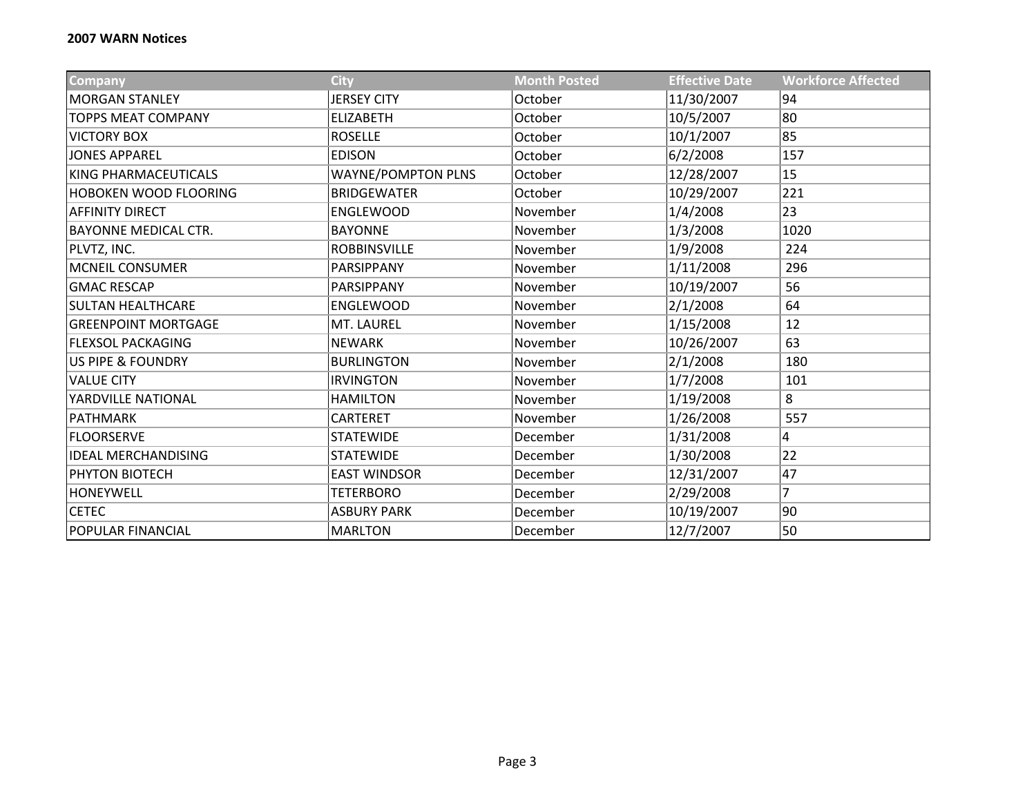**2007 WARN Notices**

| Company | City | Month Posted | Effective Date | Workforce Affected |
|---|---|---|---|---|
| MORGAN STANLEY | JERSEY CITY | October | 11/30/2007 | 94 |
| TOPPS MEAT COMPANY | ELIZABETH | October | 10/5/2007 | 80 |
| VICTORY BOX | ROSELLE | October | 10/1/2007 | 85 |
| JONES APPAREL | EDISON | October | 6/2/2008 | 157 |
| KING PHARMACEUTICALS | WAYNE/POMPTON PLNS | October | 12/28/2007 | 15 |
| HOBOKEN WOOD FLOORING | BRIDGEWATER | October | 10/29/2007 | 221 |
| AFFINITY DIRECT | ENGLEWOOD | November | 1/4/2008 | 23 |
| BAYONNE MEDICAL CTR. | BAYONNE | November | 1/3/2008 | 1020 |
| PLVTZ, INC. | ROBBINSVILLE | November | 1/9/2008 | 224 |
| MCNEIL CONSUMER | PARSIPPANY | November | 1/11/2008 | 296 |
| GMAC RESCAP | PARSIPPANY | November | 10/19/2007 | 56 |
| SULTAN HEALTHCARE | ENGLEWOOD | November | 2/1/2008 | 64 |
| GREENPOINT MORTGAGE | MT. LAUREL | November | 1/15/2008 | 12 |
| FLEXSOL PACKAGING | NEWARK | November | 10/26/2007 | 63 |
| US PIPE & FOUNDRY | BURLINGTON | November | 2/1/2008 | 180 |
| VALUE CITY | IRVINGTON | November | 1/7/2008 | 101 |
| YARDVILLE NATIONAL | HAMILTON | November | 1/19/2008 | 8 |
| PATHMARK | CARTERET | November | 1/26/2008 | 557 |
| FLOORSERVE | STATEWIDE | December | 1/31/2008 | 4 |
| IDEAL MERCHANDISING | STATEWIDE | December | 1/30/2008 | 22 |
| PHYTON BIOTECH | EAST WINDSOR | December | 12/31/2007 | 47 |
| HONEYWELL | TETERBORO | December | 2/29/2008 | 7 |
| CETEC | ASBURY PARK | December | 10/19/2007 | 90 |
| POPULAR FINANCIAL | MARLTON | December | 12/7/2007 | 50 |